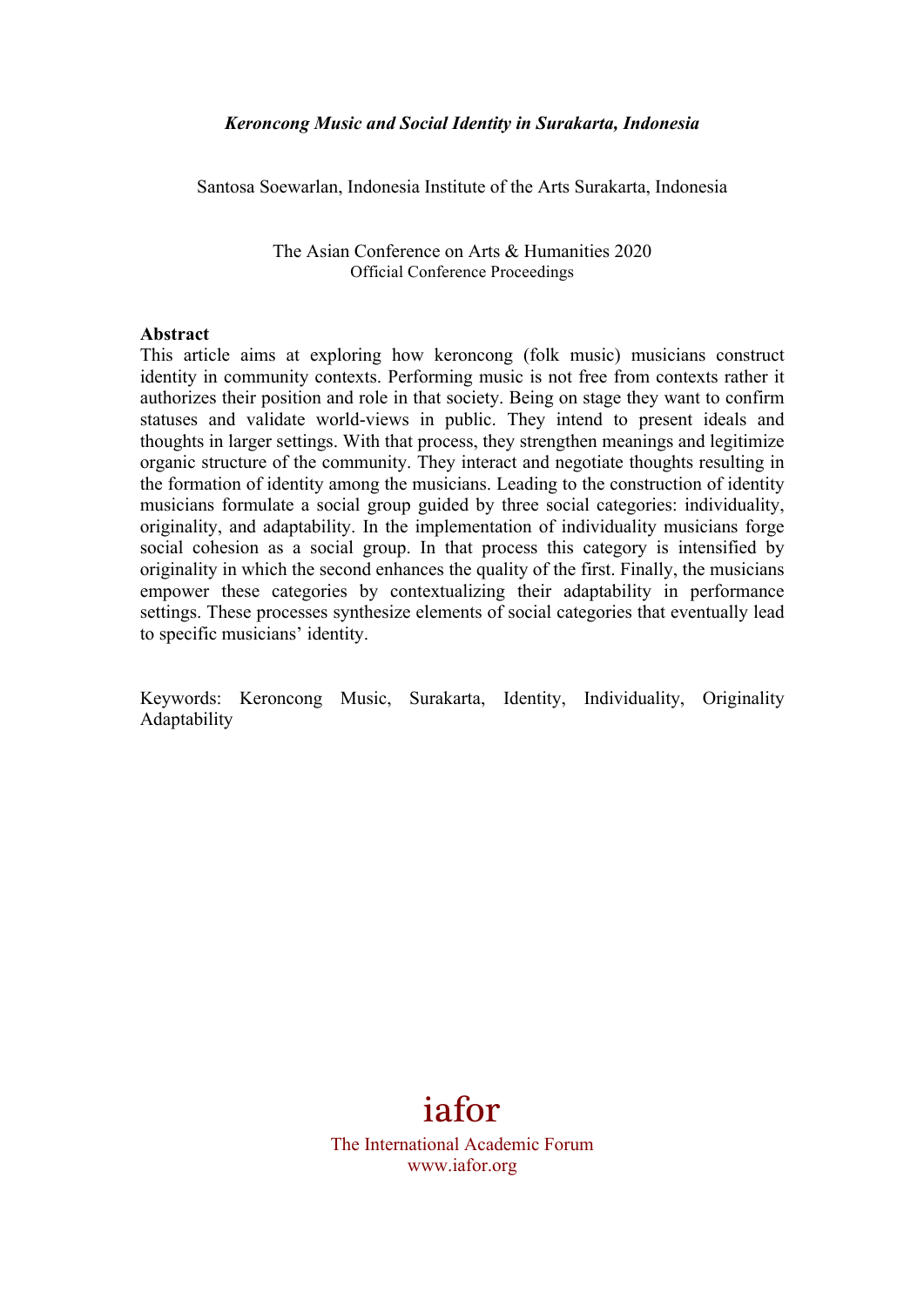*Keroncong Music and Social Identity in Surakarta, Indonesia*

Santosa Soewarlan, Indonesia Institute of the Arts Surakarta, Indonesia

The Asian Conference on Arts & Humanities 2020
Official Conference Proceedings

**Abstract**

This article aims at exploring how keroncong (folk music) musicians construct identity in community contexts. Performing music is not free from contexts rather it authorizes their position and role in that society. Being on stage they want to confirm statuses and validate world-views in public. They intend to present ideals and thoughts in larger settings. With that process, they strengthen meanings and legitimize organic structure of the community. They interact and negotiate thoughts resulting in the formation of identity among the musicians. Leading to the construction of identity musicians formulate a social group guided by three social categories: individuality, originality, and adaptability. In the implementation of individuality musicians forge social cohesion as a social group. In that process this category is intensified by originality in which the second enhances the quality of the first. Finally, the musicians empower these categories by contextualizing their adaptability in performance settings. These processes synthesize elements of social categories that eventually lead to specific musicians' identity.

Keywords: Keroncong Music, Surakarta, Identity, Individuality, Originality Adaptability

iafor
The International Academic Forum
www.iafor.org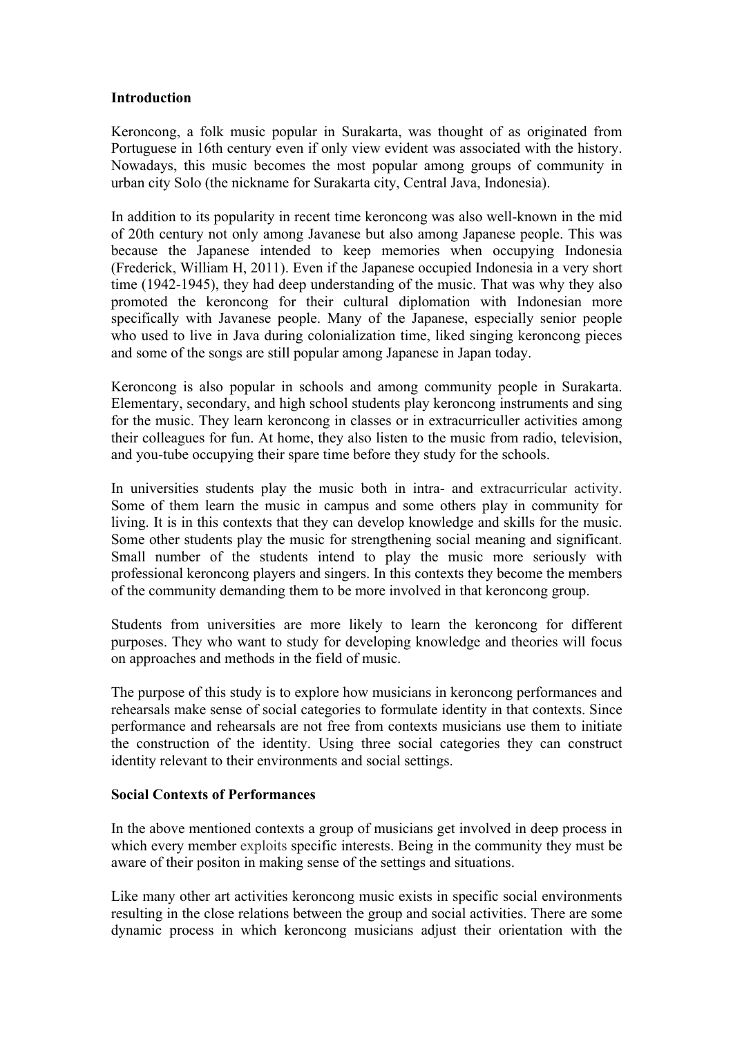## Introduction

Keroncong, a folk music popular in Surakarta, was thought of as originated from Portuguese in 16th century even if only view evident was associated with the history. Nowadays, this music becomes the most popular among groups of community in urban city Solo (the nickname for Surakarta city, Central Java, Indonesia).

In addition to its popularity in recent time keroncong was also well-known in the mid of 20th century not only among Javanese but also among Japanese people. This was because the Japanese intended to keep memories when occupying Indonesia (Frederick, William H, 2011). Even if the Japanese occupied Indonesia in a very short time (1942-1945), they had deep understanding of the music. That was why they also promoted the keroncong for their cultural diplomation with Indonesian more specifically with Javanese people. Many of the Japanese, especially senior people who used to live in Java during colonialization time, liked singing keroncong pieces and some of the songs are still popular among Japanese in Japan today.

Keroncong is also popular in schools and among community people in Surakarta. Elementary, secondary, and high school students play keroncong instruments and sing for the music. They learn keroncong in classes or in extracurriculler activities among their colleagues for fun. At home, they also listen to the music from radio, television, and you-tube occupying their spare time before they study for the schools.

In universities students play the music both in intra- and extracurricular activity. Some of them learn the music in campus and some others play in community for living. It is in this contexts that they can develop knowledge and skills for the music. Some other students play the music for strengthening social meaning and significant. Small number of the students intend to play the music more seriously with professional keroncong players and singers. In this contexts they become the members of the community demanding them to be more involved in that keroncong group.

Students from universities are more likely to learn the keroncong for different purposes. They who want to study for developing knowledge and theories will focus on approaches and methods in the field of music.

The purpose of this study is to explore how musicians in keroncong performances and rehearsals make sense of social categories to formulate identity in that contexts. Since performance and rehearsals are not free from contexts musicians use them to initiate the construction of the identity. Using three social categories they can construct identity relevant to their environments and social settings.

## Social Contexts of Performances

In the above mentioned contexts a group of musicians get involved in deep process in which every member exploits specific interests. Being in the community they must be aware of their positon in making sense of the settings and situations.

Like many other art activities keroncong music exists in specific social environments resulting in the close relations between the group and social activities. There are some dynamic process in which keroncong musicians adjust their orientation with the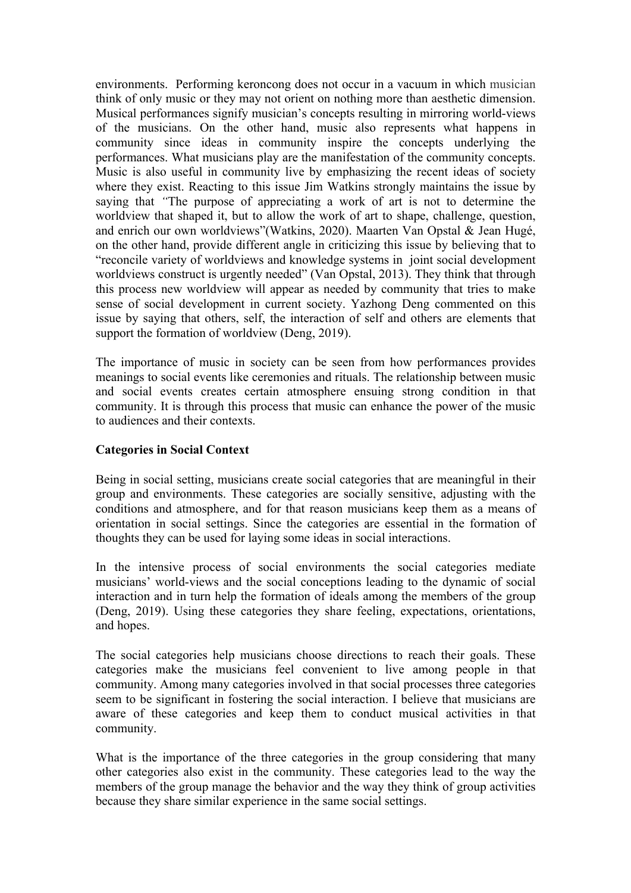environments. Performing keroncong does not occur in a vacuum in which musician think of only music or they may not orient on nothing more than aesthetic dimension. Musical performances signify musician's concepts resulting in mirroring world-views of the musicians. On the other hand, music also represents what happens in community since ideas in community inspire the concepts underlying the performances. What musicians play are the manifestation of the community concepts. Music is also useful in community live by emphasizing the recent ideas of society where they exist. Reacting to this issue Jim Watkins strongly maintains the issue by saying that *"*The purpose of appreciating a work of art is not to determine the worldview that shaped it, but to allow the work of art to shape, challenge, question, and enrich our own worldviews"(Watkins, 2020). Maarten Van Opstal & Jean Hugé, on the other hand, provide different angle in criticizing this issue by believing that to "reconcile variety of worldviews and knowledge systems in joint social development worldviews construct is urgently needed" (Van Opstal, 2013). They think that through this process new worldview will appear as needed by community that tries to make sense of social development in current society. Yazhong Deng commented on this issue by saying that others, self, the interaction of self and others are elements that support the formation of worldview (Deng, 2019).

The importance of music in society can be seen from how performances provides meanings to social events like ceremonies and rituals. The relationship between music and social events creates certain atmosphere ensuing strong condition in that community. It is through this process that music can enhance the power of the music to audiences and their contexts.

**Categories in Social Context**

Being in social setting, musicians create social categories that are meaningful in their group and environments. These categories are socially sensitive, adjusting with the conditions and atmosphere, and for that reason musicians keep them as a means of orientation in social settings. Since the categories are essential in the formation of thoughts they can be used for laying some ideas in social interactions.

In the intensive process of social environments the social categories mediate musicians' world-views and the social conceptions leading to the dynamic of social interaction and in turn help the formation of ideals among the members of the group (Deng, 2019). Using these categories they share feeling, expectations, orientations, and hopes.

The social categories help musicians choose directions to reach their goals. These categories make the musicians feel convenient to live among people in that community. Among many categories involved in that social processes three categories seem to be significant in fostering the social interaction. I believe that musicians are aware of these categories and keep them to conduct musical activities in that community.

What is the importance of the three categories in the group considering that many other categories also exist in the community. These categories lead to the way the members of the group manage the behavior and the way they think of group activities because they share similar experience in the same social settings.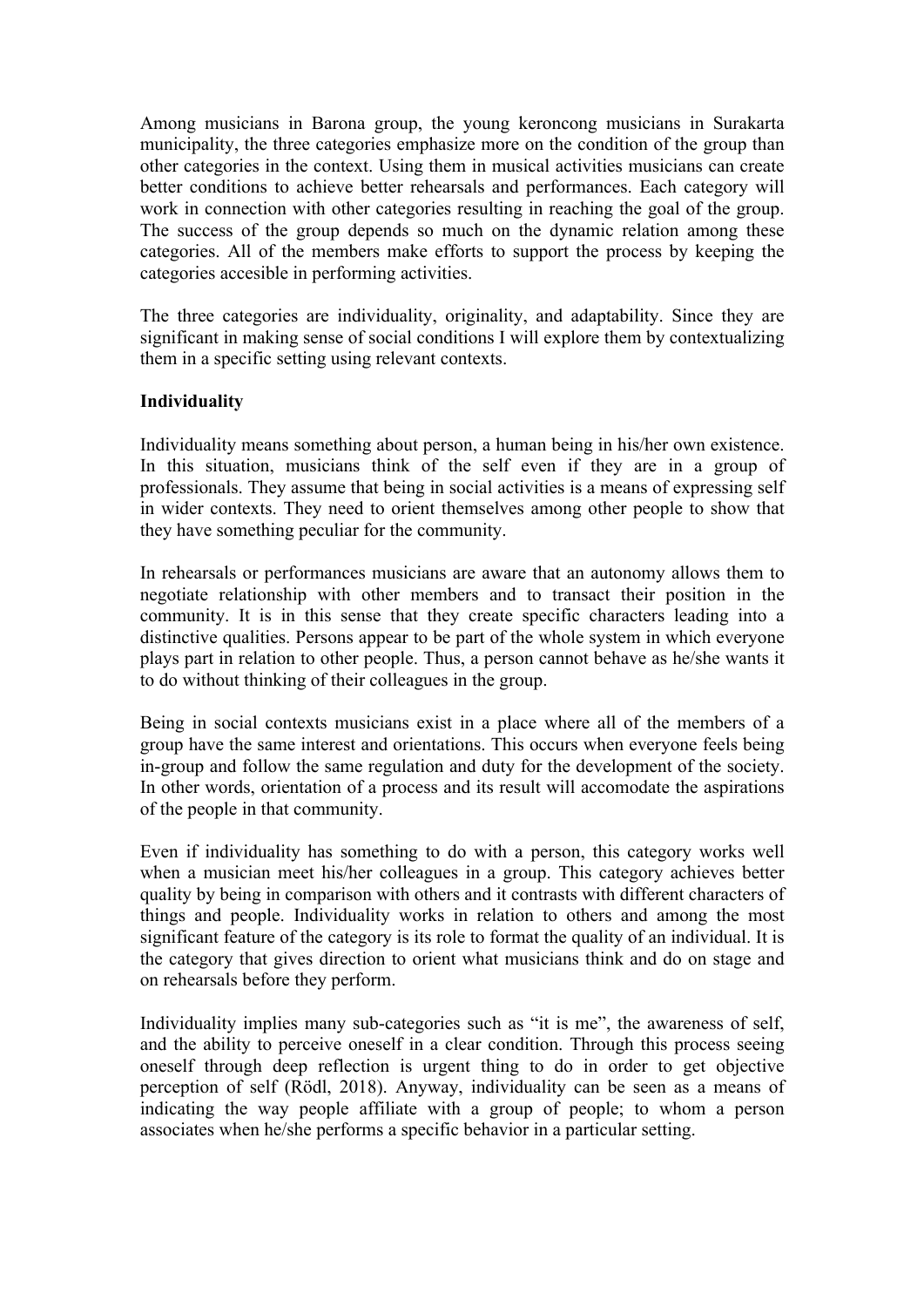Among musicians in Barona group, the young keroncong musicians in Surakarta municipality, the three categories emphasize more on the condition of the group than other categories in the context. Using them in musical activities musicians can create better conditions to achieve better rehearsals and performances. Each category will work in connection with other categories resulting in reaching the goal of the group. The success of the group depends so much on the dynamic relation among these categories. All of the members make efforts to support the process by keeping the categories accesible in performing activities.

The three categories are individuality, originality, and adaptability. Since they are significant in making sense of social conditions I will explore them by contextualizing them in a specific setting using relevant contexts.

**Individuality**

Individuality means something about person, a human being in his/her own existence. In this situation, musicians think of the self even if they are in a group of professionals. They assume that being in social activities is a means of expressing self in wider contexts. They need to orient themselves among other people to show that they have something peculiar for the community.

In rehearsals or performances musicians are aware that an autonomy allows them to negotiate relationship with other members and to transact their position in the community. It is in this sense that they create specific characters leading into a distinctive qualities. Persons appear to be part of the whole system in which everyone plays part in relation to other people. Thus, a person cannot behave as he/she wants it to do without thinking of their colleagues in the group.

Being in social contexts musicians exist in a place where all of the members of a group have the same interest and orientations. This occurs when everyone feels being in-group and follow the same regulation and duty for the development of the society. In other words, orientation of a process and its result will accomodate the aspirations of the people in that community.

Even if individuality has something to do with a person, this category works well when a musician meet his/her colleagues in a group. This category achieves better quality by being in comparison with others and it contrasts with different characters of things and people. Individuality works in relation to others and among the most significant feature of the category is its role to format the quality of an individual. It is the category that gives direction to orient what musicians think and do on stage and on rehearsals before they perform.

Individuality implies many sub-categories such as "it is me", the awareness of self, and the ability to perceive oneself in a clear condition. Through this process seeing oneself through deep reflection is urgent thing to do in order to get objective perception of self (Rödl, 2018). Anyway, individuality can be seen as a means of indicating the way people affiliate with a group of people; to whom a person associates when he/she performs a specific behavior in a particular setting.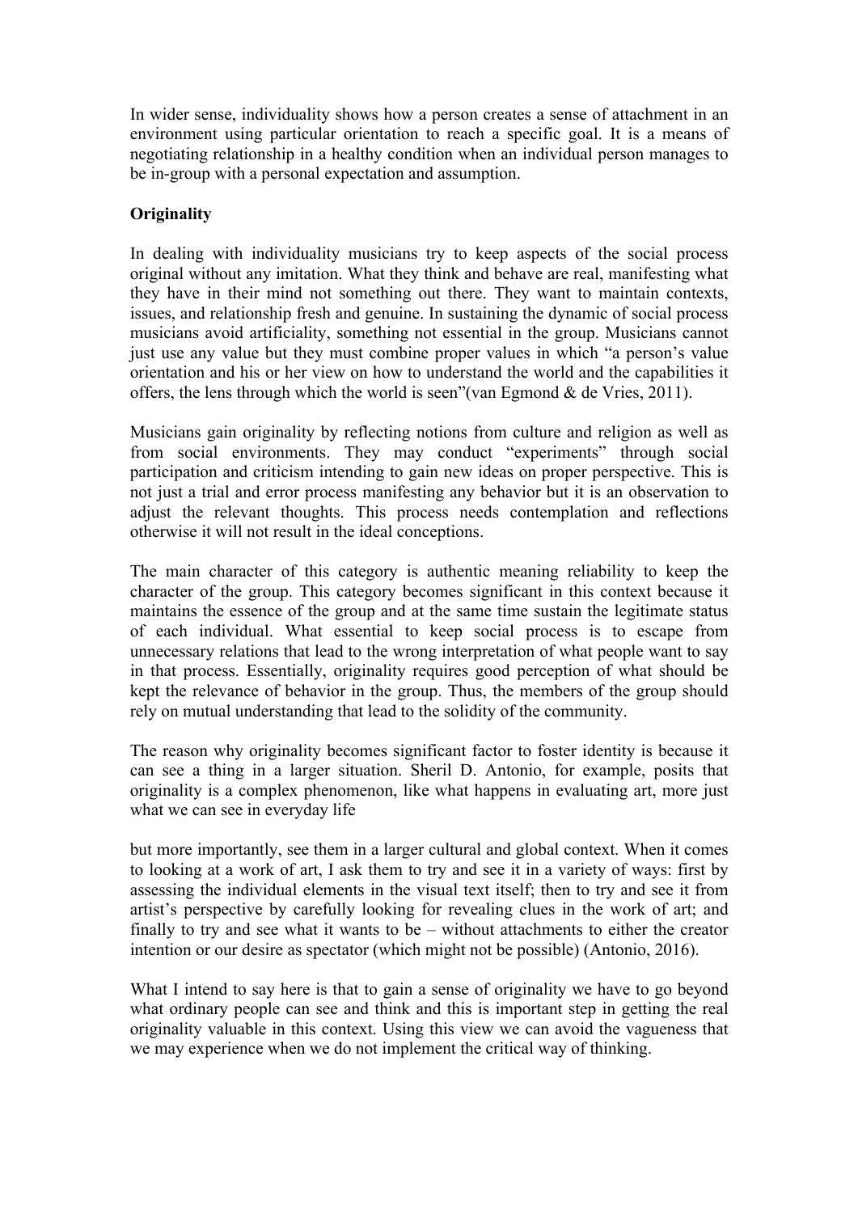In wider sense, individuality shows how a person creates a sense of attachment in an environment using particular orientation to reach a specific goal. It is a means of negotiating relationship in a healthy condition when an individual person manages to be in-group with a personal expectation and assumption.

**Originality**

In dealing with individuality musicians try to keep aspects of the social process original without any imitation. What they think and behave are real, manifesting what they have in their mind not something out there. They want to maintain contexts, issues, and relationship fresh and genuine. In sustaining the dynamic of social process musicians avoid artificiality, something not essential in the group. Musicians cannot just use any value but they must combine proper values in which "a person's value orientation and his or her view on how to understand the world and the capabilities it offers, the lens through which the world is seen"(van Egmond & de Vries, 2011).

Musicians gain originality by reflecting notions from culture and religion as well as from social environments. They may conduct "experiments" through social participation and criticism intending to gain new ideas on proper perspective. This is not just a trial and error process manifesting any behavior but it is an observation to adjust the relevant thoughts. This process needs contemplation and reflections otherwise it will not result in the ideal conceptions.

The main character of this category is authentic meaning reliability to keep the character of the group. This category becomes significant in this context because it maintains the essence of the group and at the same time sustain the legitimate status of each individual. What essential to keep social process is to escape from unnecessary relations that lead to the wrong interpretation of what people want to say in that process. Essentially, originality requires good perception of what should be kept the relevance of behavior in the group. Thus, the members of the group should rely on mutual understanding that lead to the solidity of the community.

The reason why originality becomes significant factor to foster identity is because it can see a thing in a larger situation. Sheril D. Antonio, for example, posits that originality is a complex phenomenon, like what happens in evaluating art, more just what we can see in everyday life

but more importantly, see them in a larger cultural and global context. When it comes to looking at a work of art, I ask them to try and see it in a variety of ways: first by assessing the individual elements in the visual text itself; then to try and see it from artist's perspective by carefully looking for revealing clues in the work of art; and finally to try and see what it wants to be – without attachments to either the creator intention or our desire as spectator (which might not be possible) (Antonio, 2016).

What I intend to say here is that to gain a sense of originality we have to go beyond what ordinary people can see and think and this is important step in getting the real originality valuable in this context. Using this view we can avoid the vagueness that we may experience when we do not implement the critical way of thinking.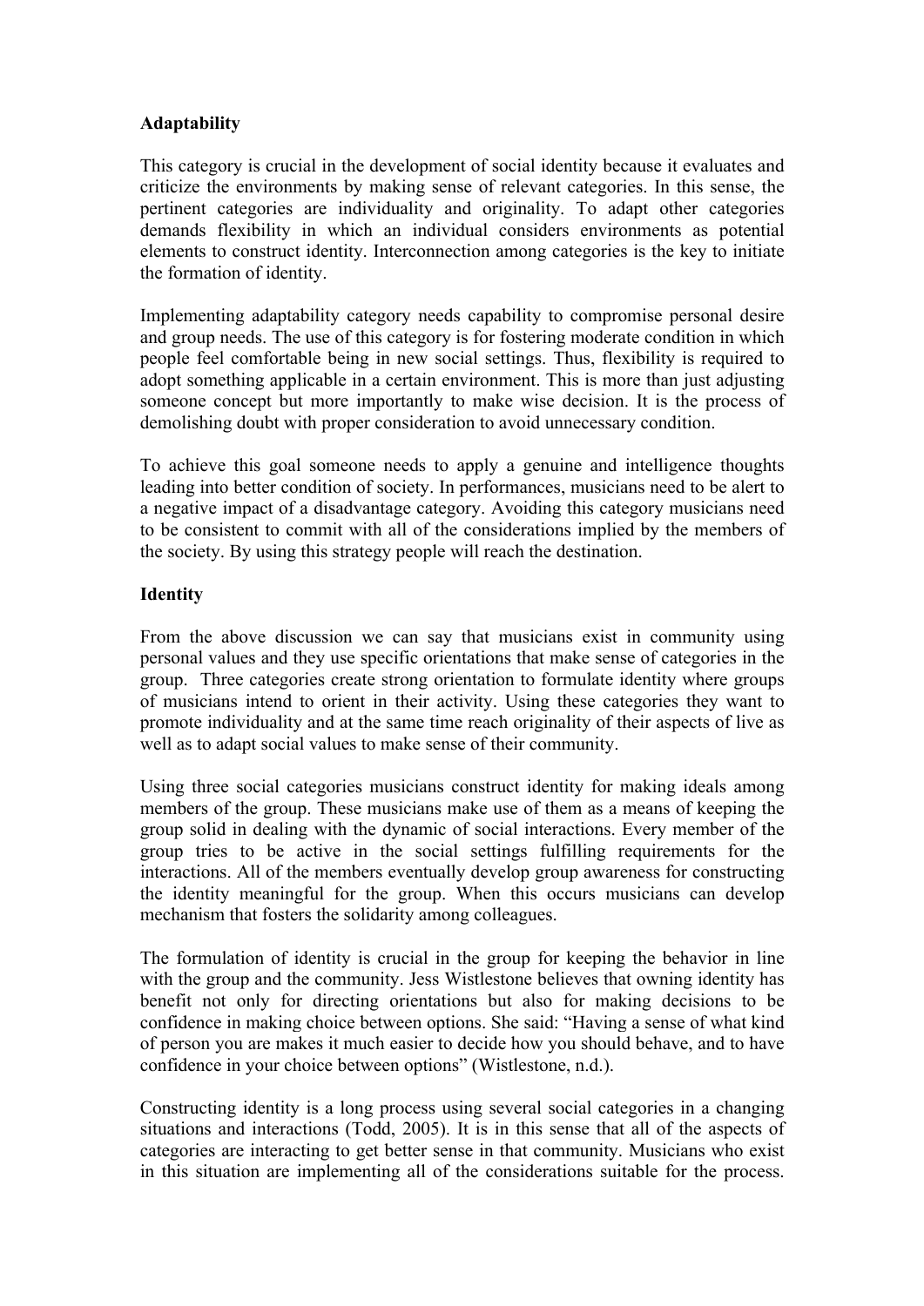**Adaptability**

This category is crucial in the development of social identity because it evaluates and criticize the environments by making sense of relevant categories. In this sense, the pertinent categories are individuality and originality. To adapt other categories demands flexibility in which an individual considers environments as potential elements to construct identity. Interconnection among categories is the key to initiate the formation of identity.

Implementing adaptability category needs capability to compromise personal desire and group needs. The use of this category is for fostering moderate condition in which people feel comfortable being in new social settings. Thus, flexibility is required to adopt something applicable in a certain environment. This is more than just adjusting someone concept but more importantly to make wise decision. It is the process of demolishing doubt with proper consideration to avoid unnecessary condition.

To achieve this goal someone needs to apply a genuine and intelligence thoughts leading into better condition of society. In performances, musicians need to be alert to a negative impact of a disadvantage category. Avoiding this category musicians need to be consistent to commit with all of the considerations implied by the members of the society. By using this strategy people will reach the destination.

**Identity**

From the above discussion we can say that musicians exist in community using personal values and they use specific orientations that make sense of categories in the group. Three categories create strong orientation to formulate identity where groups of musicians intend to orient in their activity. Using these categories they want to promote individuality and at the same time reach originality of their aspects of live as well as to adapt social values to make sense of their community.

Using three social categories musicians construct identity for making ideals among members of the group. These musicians make use of them as a means of keeping the group solid in dealing with the dynamic of social interactions. Every member of the group tries to be active in the social settings fulfilling requirements for the interactions. All of the members eventually develop group awareness for constructing the identity meaningful for the group. When this occurs musicians can develop mechanism that fosters the solidarity among colleagues.

The formulation of identity is crucial in the group for keeping the behavior in line with the group and the community. Jess Wistlestone believes that owning identity has benefit not only for directing orientations but also for making decisions to be confidence in making choice between options. She said: "Having a sense of what kind of person you are makes it much easier to decide how you should behave, and to have confidence in your choice between options" (Wistlestone, n.d.).

Constructing identity is a long process using several social categories in a changing situations and interactions (Todd, 2005). It is in this sense that all of the aspects of categories are interacting to get better sense in that community. Musicians who exist in this situation are implementing all of the considerations suitable for the process.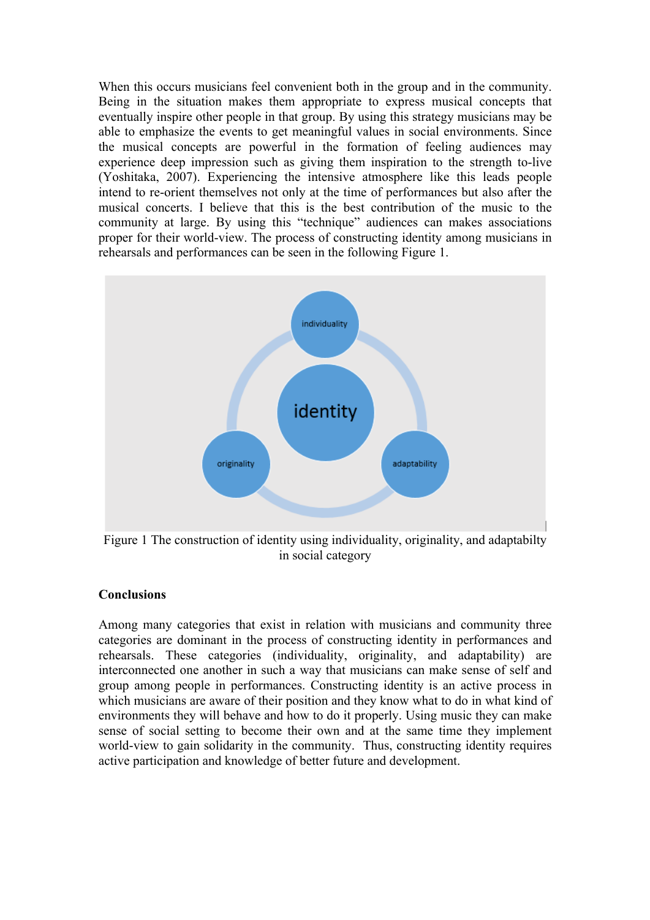When this occurs musicians feel convenient both in the group and in the community. Being in the situation makes them appropriate to express musical concepts that eventually inspire other people in that group. By using this strategy musicians may be able to emphasize the events to get meaningful values in social environments. Since the musical concepts are powerful in the formation of feeling audiences may experience deep impression such as giving them inspiration to the strength to-live (Yoshitaka, 2007). Experiencing the intensive atmosphere like this leads people intend to re-orient themselves not only at the time of performances but also after the musical concerts. I believe that this is the best contribution of the music to the community at large. By using this "technique" audiences can makes associations proper for their world-view. The process of constructing identity among musicians in rehearsals and performances can be seen in the following Figure 1.

Figure 1 The construction of identity using individuality, originality, and adaptabilty in social category

**Conclusions**

Among many categories that exist in relation with musicians and community three categories are dominant in the process of constructing identity in performances and rehearsals. These categories (individuality, originality, and adaptability) are interconnected one another in such a way that musicians can make sense of self and group among people in performances. Constructing identity is an active process in which musicians are aware of their position and they know what to do in what kind of environments they will behave and how to do it properly. Using music they can make sense of social setting to become their own and at the same time they implement world-view to gain solidarity in the community. Thus, constructing identity requires active participation and knowledge of better future and development.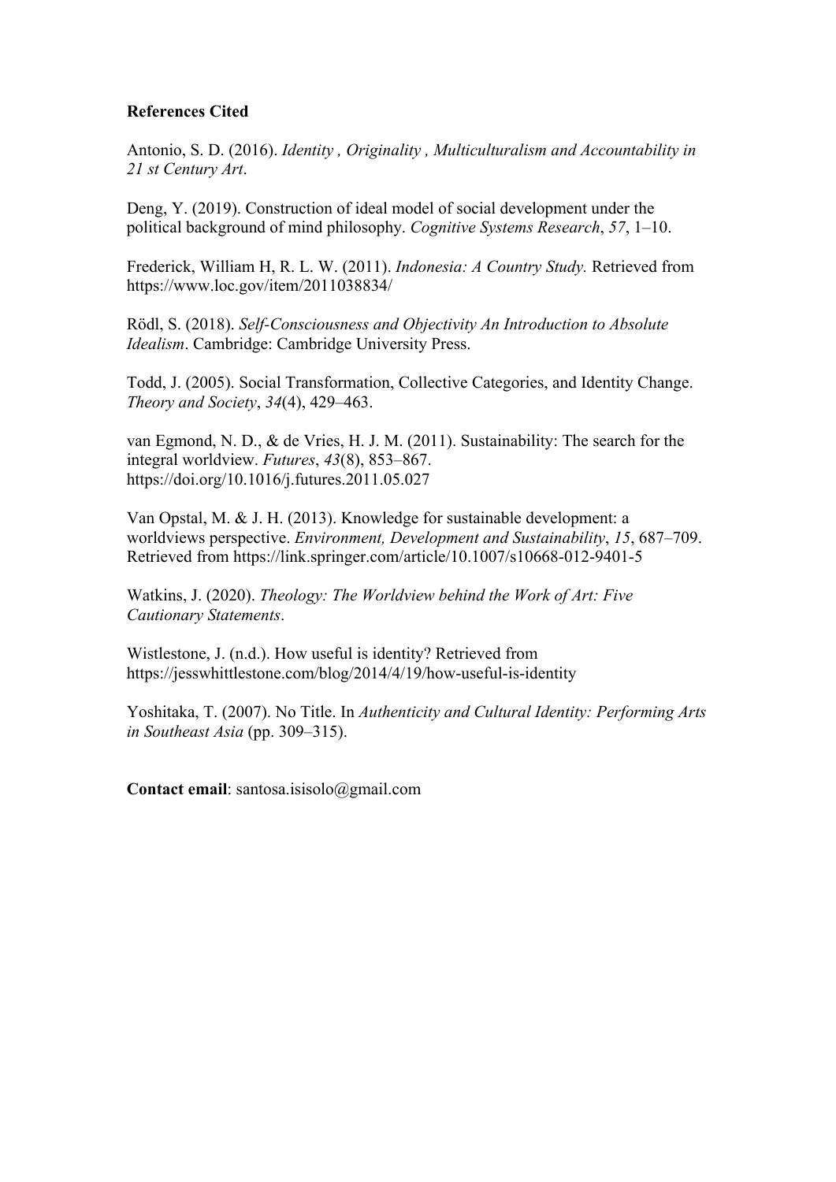**References Cited**

Antonio, S. D. (2016). *Identity , Originality , Multiculturalism and Accountability in 21 st Century Art*.

Deng, Y. (2019). Construction of ideal model of social development under the political background of mind philosophy. *Cognitive Systems Research*, *57*, 1–10.

Frederick, William H, R. L. W. (2011). *Indonesia: A Country Study.* Retrieved from https://www.loc.gov/item/2011038834/

Rödl, S. (2018). *Self-Consciousness and Objectivity An Introduction to Absolute Idealism*. Cambridge: Cambridge University Press.

Todd, J. (2005). Social Transformation, Collective Categories, and Identity Change. *Theory and Society*, *34*(4), 429–463.

van Egmond, N. D., & de Vries, H. J. M. (2011). Sustainability: The search for the integral worldview. *Futures*, *43*(8), 853–867. https://doi.org/10.1016/j.futures.2011.05.027

Van Opstal, M. & J. H. (2013). Knowledge for sustainable development: a worldviews perspective. *Environment, Development and Sustainability*, *15*, 687–709. Retrieved from https://link.springer.com/article/10.1007/s10668-012-9401-5

Watkins, J. (2020). *Theology: The Worldview behind the Work of Art: Five Cautionary Statements*.

Wistlestone, J. (n.d.). How useful is identity? Retrieved from https://jesswhittlestone.com/blog/2014/4/19/how-useful-is-identity

Yoshitaka, T. (2007). No Title. In *Authenticity and Cultural Identity: Performing Arts in Southeast Asia* (pp. 309–315).

**Contact email**: santosa.isisolo@gmail.com